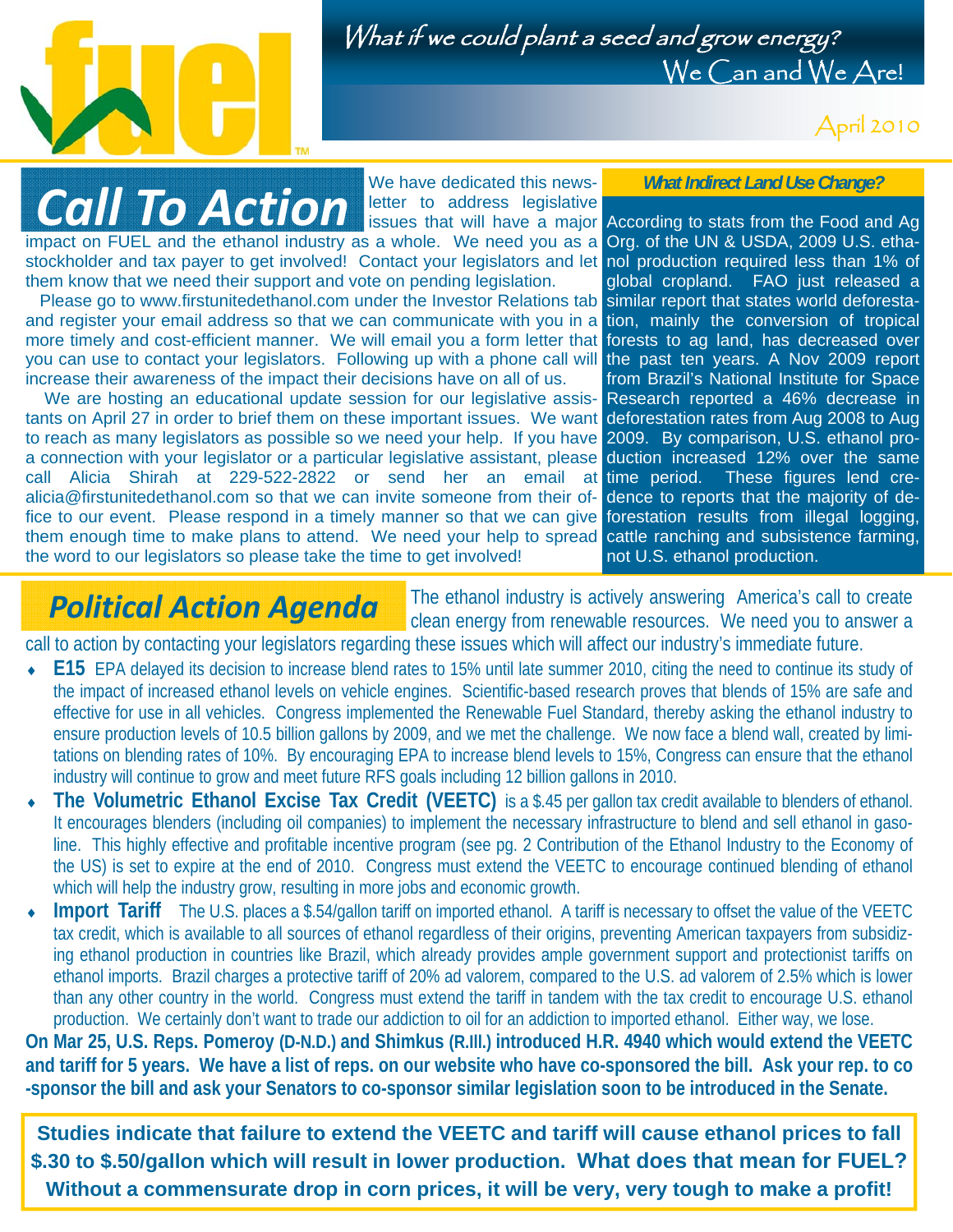# fuel

*What if we could plant a seed and grow energy?*
We Can and We Are!

April 2010

## Call To Action

We have dedicated this newsletter to address legislative issues that will have a major impact on FUEL and the ethanol industry as a whole. We need you as a stockholder and tax payer to get involved! Contact your legislators and let them know that we need their support and vote on pending legislation.

Please go to www.firstunitedethanol.com under the Investor Relations tab and register your email address so that we can communicate with you in a more timely and cost-efficient manner. We will email you a form letter that you can use to contact your legislators. Following up with a phone call will increase their awareness of the impact their decisions have on all of us.

We are hosting an educational update session for our legislative assistants on April 27 in order to brief them on these important issues. We want to reach as many legislators as possible so we need your help. If you have a connection with your legislator or a particular legislative assistant, please call Alicia Shirah at 229-522-2822 or send her an email at alicia@firstunitedethanol.com so that we can invite someone from their office to our event. Please respond in a timely manner so that we can give them enough time to make plans to attend. We need your help to spread the word to our legislators so please take the time to get involved!

### *What Indirect Land Use Change?*

According to stats from the Food and Ag Org. of the UN & USDA, 2009 U.S. ethanol production required less than 1% of global cropland. FAO just released a similar report that states world deforestation, mainly the conversion of tropical forests to ag land, has decreased over the past ten years. A Nov 2009 report from Brazil's National Institute for Space Research reported a 46% decrease in deforestation rates from Aug 2008 to Aug 2009. By comparison, U.S. ethanol production increased 12% over the same time period. These figures lend credence to reports that the majority of deforestation results from illegal logging, cattle ranching and subsistence farming, not U.S. ethanol production.

## Political Action Agenda

The ethanol industry is actively answering America's call to create clean energy from renewable resources. We need you to answer a call to action by contacting your legislators regarding these issues which will affect our industry's immediate future.

- **E15** EPA delayed its decision to increase blend rates to 15% until late summer 2010, citing the need to continue its study of the impact of increased ethanol levels on vehicle engines. Scientific-based research proves that blends of 15% are safe and effective for use in all vehicles. Congress implemented the Renewable Fuel Standard, thereby asking the ethanol industry to ensure production levels of 10.5 billion gallons by 2009, and we met the challenge. We now face a blend wall, created by limitations on blending rates of 10%. By encouraging EPA to increase blend levels to 15%, Congress can ensure that the ethanol industry will continue to grow and meet future RFS goals including 12 billion gallons in 2010.
- **The Volumetric Ethanol Excise Tax Credit (VEETC)** is a $.45 per gallon tax credit available to blenders of ethanol. It encourages blenders (including oil companies) to implement the necessary infrastructure to blend and sell ethanol in gasoline. This highly effective and profitable incentive program (see pg. 2 Contribution of the Ethanol Industry to the Economy of the US) is set to expire at the end of 2010. Congress must extend the VEETC to encourage continued blending of ethanol which will help the industry grow, resulting in more jobs and economic growth.
- **Import Tariff** The U.S. places a $.54/gallon tariff on imported ethanol. A tariff is necessary to offset the value of the VEETC tax credit, which is available to all sources of ethanol regardless of their origins, preventing American taxpayers from subsidizing ethanol production in countries like Brazil, which already provides ample government support and protectionist tariffs on ethanol imports. Brazil charges a protective tariff of 20% ad valorem, compared to the U.S. ad valorem of 2.5% which is lower than any other country in the world. Congress must extend the tariff in tandem with the tax credit to encourage U.S. ethanol production. We certainly don't want to trade our addiction to oil for an addiction to imported ethanol. Either way, we lose.

**On Mar 25, U.S. Reps. Pomeroy (D-N.D.) and Shimkus (R.Ill.) introduced H.R. 4940 which would extend the VEETC and tariff for 5 years. We have a list of reps. on our website who have co-sponsored the bill. Ask your rep. to co-sponsor the bill and ask your Senators to co-sponsor similar legislation soon to be introduced in the Senate.**

**Studies indicate that failure to extend the VEETC and tariff will cause ethanol prices to fall $.30 to $.50/gallon which will result in lower production. What does that mean for FUEL? Without a commensurate drop in corn prices, it will be very, very tough to make a profit!**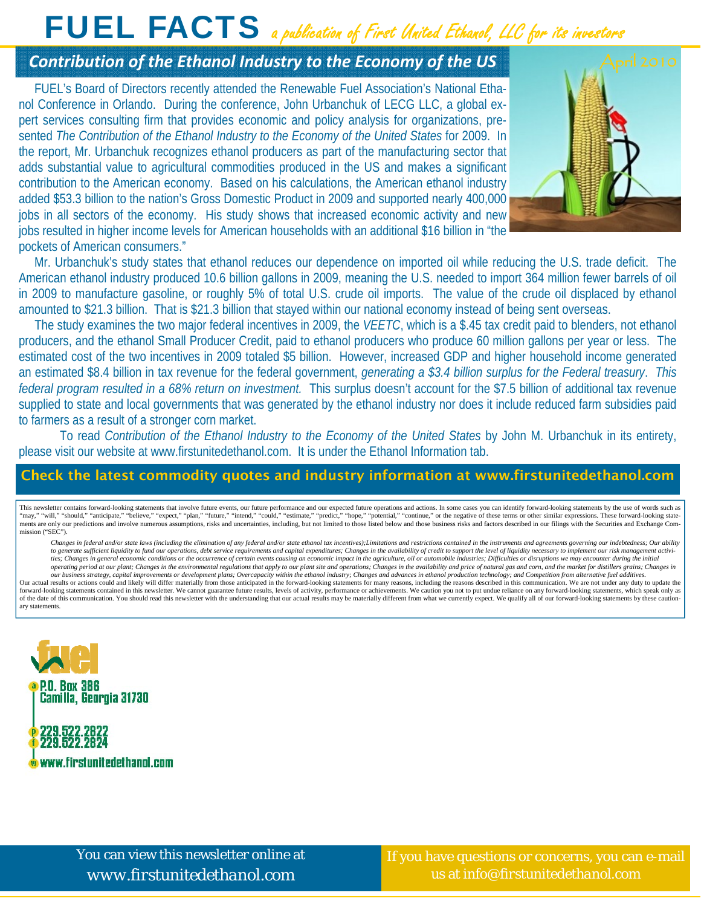# FUEL FACTS *a publication of First United Ethanol, LLC for its investors*

## Contribution of the Ethanol Industry to the Economy of the US

April 2010

FUEL's Board of Directors recently attended the Renewable Fuel Association's National Ethanol Conference in Orlando. During the conference, John Urbanchuk of LECG LLC, a global expert services consulting firm that provides economic and policy analysis for organizations, presented *The Contribution of the Ethanol Industry to the Economy of the United States* for 2009. In the report, Mr. Urbanchuk recognizes ethanol producers as part of the manufacturing sector that adds substantial value to agricultural commodities produced in the US and makes a significant contribution to the American economy. Based on his calculations, the American ethanol industry added $53.3 billion to the nation's Gross Domestic Product in 2009 and supported nearly 400,000 jobs in all sectors of the economy. His study shows that increased economic activity and new jobs resulted in higher income levels for American households with an additional $16 billion in "the pockets of American consumers."

Mr. Urbanchuk's study states that ethanol reduces our dependence on imported oil while reducing the U.S. trade deficit. The American ethanol industry produced 10.6 billion gallons in 2009, meaning the U.S. needed to import 364 million fewer barrels of oil in 2009 to manufacture gasoline, or roughly 5% of total U.S. crude oil imports. The value of the crude oil displaced by ethanol amounted to $21.3 billion. That is $21.3 billion that stayed within our national economy instead of being sent overseas.

The study examines the two major federal incentives in 2009, the *VEETC*, which is a $.45 tax credit paid to blenders, not ethanol producers, and the ethanol Small Producer Credit, paid to ethanol producers who produce 60 million gallons per year or less. The estimated cost of the two incentives in 2009 totaled $5 billion. However, increased GDP and higher household income generated an estimated $8.4 billion in tax revenue for the federal government, *generating a $3.4 billion surplus for the Federal treasury*. *This federal program resulted in a 68% return on investment.* This surplus doesn't account for the $7.5 billion of additional tax revenue supplied to state and local governments that was generated by the ethanol industry nor does it include reduced farm subsidies paid to farmers as a result of a stronger corn market.

To read *Contribution of the Ethanol Industry to the Economy of the United States* by John M. Urbanchuk in its entirety, please visit our website at www.firstunitedethanol.com. It is under the Ethanol Information tab.

**Check the latest commodity quotes and industry information at www.firstunitedethanol.com**

This newsletter contains forward-looking statements that involve future events, our future performance and our expected future operations and actions. In some cases you can identify forward-looking statements by the use of words such as "may," "will," "should," "anticipate," "believe," "expect," "plan," "future," "intend," "could," "estimate," "predict," "hope," "potential," "continue," or the negative of these terms or other similar expressions. These forward-looking statements are only our predictions and involve numerous assumptions, risks and uncertainties, including, but not limited to those listed below and those business risks and factors described in our filings with the Securities and Exchange Commission ("SEC").

*Changes in federal and/or state laws (including the elimination of any federal and/or state ethanol tax incentives);Limitations and restrictions contained in the instruments and agreements governing our indebtedness; Our ability to generate sufficient liquidity to fund our operations, debt service requirements and capital expenditures; Changes in the availability of credit to support the level of liquidity necessary to implement our risk management activities; Changes in general economic conditions or the occurrence of certain events causing an economic impact in the agriculture, oil or automobile industries; Difficulties or disruptions we may encounter during the initial operating period at our plant; Changes in the environmental regulations that apply to our plant site and operations; Changes in the availability and price of natural gas and corn, and the market for distillers grains; Changes in our business strategy, capital improvements or development plans; Overcapacity within the ethanol industry; Changes and advances in ethanol production technology; and Competition from alternative fuel additives.*

Our actual results or actions could and likely will differ materially from those anticipated in the forward-looking statements for many reasons, including the reasons described in this communication. We are not under any duty to update the forward-looking statements contained in this newsletter. We cannot guarantee future results, levels of activity, performance or achievements. We caution you not to put undue reliance on any forward-looking statements, which speak only as of the date of this communication. You should read this newsletter with the understanding that our actual results may be materially different from what we currently expect. We qualify all of our forward-looking statements by these cautionary statements.

fuel

a P.O. Box 386
Camilla, Georgia 31730

p 229.522.2822
f 229.522.2824

w www.firstunitedethanol.com

You can view this newsletter online at www.firstunitedethanol.com

If you have questions or concerns, you can e-mail us at info@firstunitedethanol.com